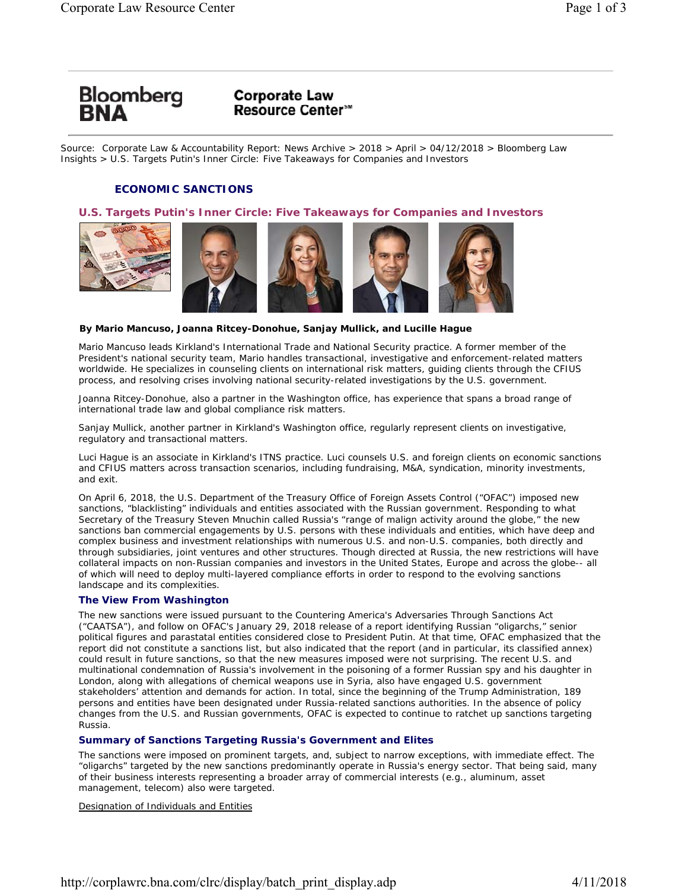Source: Corporate Law & Accountability Report: News Archive > 2018 > April > 04/12/2018 > Bloomberg Law Insights > U.S. Targets Putin's Inner Circle: Five Takeaways for Companies and Investors

## ECONOMIC SANCTIONS

# U.S. Targets Putin's Inner Circle: Five Takeaways for Companies and Investors

**By Mario Mancuso, Joanna Ritcey-Donohue, Sanjay Mullick, and Lucille Hague**

Mario Mancuso leads Kirkland's International Trade and National Security practice. A former member of the President's national security team, Mario handles transactional, investigative and enforcement-related matters worldwide. He specializes in counseling clients on international risk matters, guiding clients through the CFIUS process, and resolving crises involving national security-related investigations by the U.S. government.

Joanna Ritcey-Donohue, also a partner in the Washington office, has experience that spans a broad range of international trade law and global compliance risk matters.

Sanjay Mullick, another partner in Kirkland's Washington office, regularly represent clients on investigative, regulatory and transactional matters.

Luci Hague is an associate in Kirkland's ITNS practice. Luci counsels U.S. and foreign clients on economic sanctions and CFIUS matters across transaction scenarios, including fundraising, M&A, syndication, minority investments, and exit.

On April 6, 2018, the U.S. Department of the Treasury Office of Foreign Assets Control ("OFAC") imposed new sanctions, "blacklisting" individuals and entities associated with the Russian government. Responding to what Secretary of the Treasury Steven Mnuchin called Russia's "range of malign activity around the globe," the new sanctions ban commercial engagements by U.S. persons with these individuals and entities, which have deep and complex business and investment relationships with numerous U.S. and non-U.S. companies, both directly and through subsidiaries, joint ventures and other structures. Though directed at Russia, the new restrictions will have collateral impacts on non-Russian companies and investors in the United States, Europe and across the globe-- all of which will need to deploy multi-layered compliance efforts in order to respond to the evolving sanctions landscape and its complexities.

### The View From Washington

The new sanctions were issued pursuant to the Countering America's Adversaries Through Sanctions Act ("CAATSA"), and follow on OFAC's January 29, 2018 release of a report identifying Russian "oligarchs," senior political figures and parastatal entities considered close to President Putin. At that time, OFAC emphasized that the report did not constitute a sanctions list, but also indicated that the report (and in particular, its classified annex) could result in future sanctions, so that the new measures imposed were not surprising. The recent U.S. and multinational condemnation of Russia's involvement in the poisoning of a former Russian spy and his daughter in London, along with allegations of chemical weapons use in Syria, also have engaged U.S. government stakeholders' attention and demands for action. In total, since the beginning of the Trump Administration, 189 persons and entities have been designated under Russia-related sanctions authorities. In the absence of policy changes from the U.S. and Russian governments, OFAC is expected to continue to ratchet up sanctions targeting Russia.

### Summary of Sanctions Targeting Russia's Government and Elites

The sanctions were imposed on prominent targets, and, subject to narrow exceptions, with immediate effect. The "oligarchs" targeted by the new sanctions predominantly operate in Russia's energy sector. That being said, many of their business interests representing a broader array of commercial interests (e.g., aluminum, asset management, telecom) also were targeted.

Designation of Individuals and Entities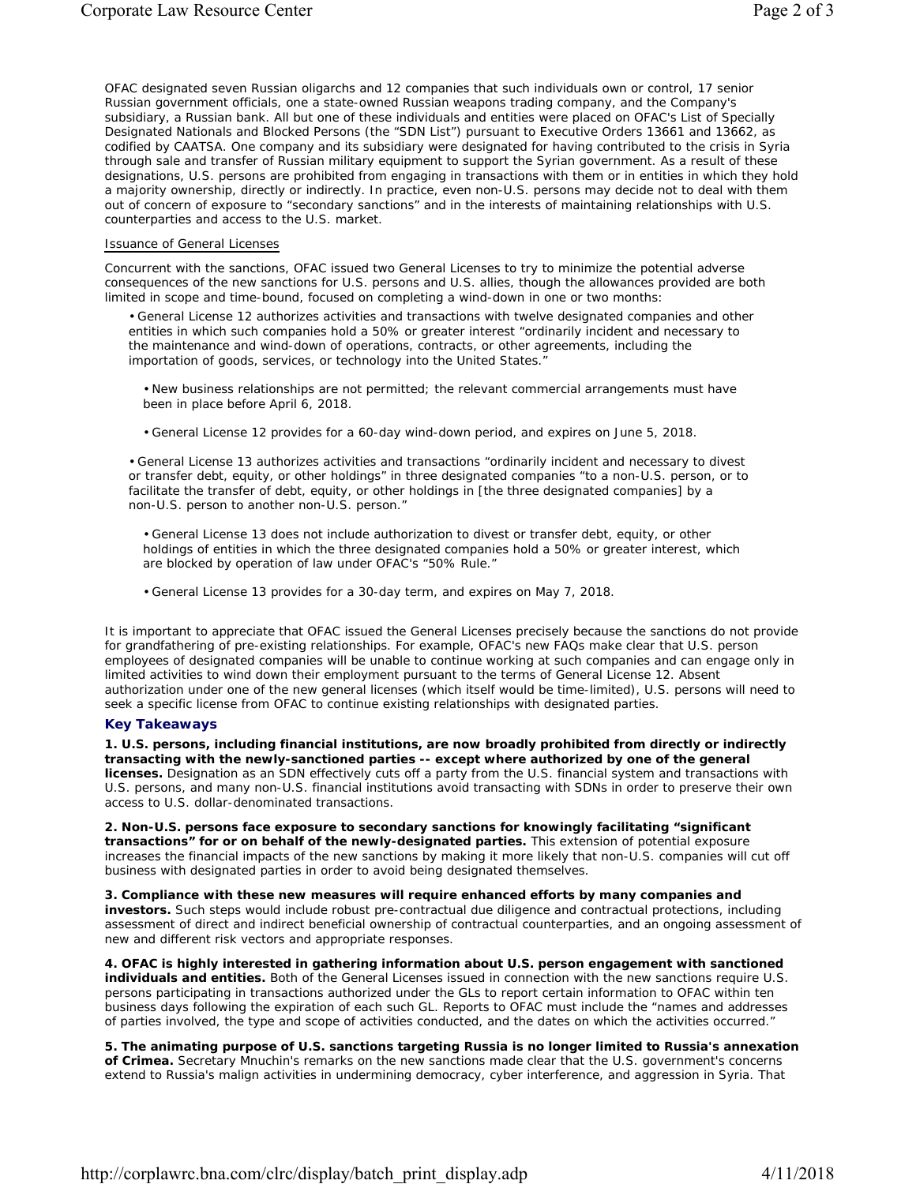OFAC designated seven Russian oligarchs and 12 companies that such individuals own or control, 17 senior Russian government officials, one a state-owned Russian weapons trading company, and the Company's subsidiary, a Russian bank. All but one of these individuals and entities were placed on OFAC's List of Specially Designated Nationals and Blocked Persons (the "SDN List") pursuant to Executive Orders 13661 and 13662, as codified by CAATSA. One company and its subsidiary were designated for having contributed to the crisis in Syria through sale and transfer of Russian military equipment to support the Syrian government. As a result of these designations, U.S. persons are prohibited from engaging in transactions with them or in entities in which they hold a majority ownership, directly or indirectly. In practice, even non-U.S. persons may decide not to deal with them out of concern of exposure to "secondary sanctions" and in the interests of maintaining relationships with U.S. counterparties and access to the U.S. market.

Issuance of General Licenses

Concurrent with the sanctions, OFAC issued two General Licenses to try to minimize the potential adverse consequences of the new sanctions for U.S. persons and U.S. allies, though the allowances provided are both limited in scope and time-bound, focused on completing a wind-down in one or two months:

- General License 12 authorizes activities and transactions with twelve designated companies and other entities in which such companies hold a 50% or greater interest "ordinarily incident and necessary to the maintenance and wind-down of operations, contracts, or other agreements, including the importation of goods, services, or technology into the United States."
  - New business relationships are not permitted; the relevant commercial arrangements must have been in place before April 6, 2018.
  - General License 12 provides for a 60-day wind-down period, and expires on June 5, 2018.
- General License 13 authorizes activities and transactions "ordinarily incident and necessary to divest or transfer debt, equity, or other holdings" in three designated companies "to a non-U.S. person, or to facilitate the transfer of debt, equity, or other holdings in [the three designated companies] by a non-U.S. person to another non-U.S. person."
  - General License 13 does not include authorization to divest or transfer debt, equity, or other holdings of entities in which the three designated companies hold a 50% or greater interest, which are blocked by operation of law under OFAC's "50% Rule."
  - General License 13 provides for a 30-day term, and expires on May 7, 2018.

It is important to appreciate that OFAC issued the General Licenses precisely because the sanctions do not provide for grandfathering of pre-existing relationships. For example, OFAC's new FAQs make clear that U.S. person employees of designated companies will be unable to continue working at such companies and can engage only in limited activities to wind down their employment pursuant to the terms of General License 12. Absent authorization under one of the new general licenses (which itself would be time-limited), U.S. persons will need to seek a specific license from OFAC to continue existing relationships with designated parties.

### Key Takeaways

**1. U.S. persons, including financial institutions, are now broadly prohibited from directly or indirectly transacting with the newly-sanctioned parties -- except where authorized by one of the general licenses.** Designation as an SDN effectively cuts off a party from the U.S. financial system and transactions with U.S. persons, and many non-U.S. financial institutions avoid transacting with SDNs in order to preserve their own access to U.S. dollar-denominated transactions.

**2. Non-U.S. persons face exposure to secondary sanctions for knowingly facilitating "significant transactions" for or on behalf of the newly-designated parties.** This extension of potential exposure increases the financial impacts of the new sanctions by making it more likely that non-U.S. companies will cut off business with designated parties in order to avoid being designated themselves.

**3. Compliance with these new measures will require enhanced efforts by many companies and investors.** Such steps would include robust pre-contractual due diligence and contractual protections, including assessment of direct and indirect beneficial ownership of contractual counterparties, and an ongoing assessment of new and different risk vectors and appropriate responses.

**4. OFAC is highly interested in gathering information about U.S. person engagement with sanctioned individuals and entities.** Both of the General Licenses issued in connection with the new sanctions require U.S. persons participating in transactions authorized under the GLs to report certain information to OFAC within ten business days following the expiration of each such GL. Reports to OFAC must include the "names and addresses of parties involved, the type and scope of activities conducted, and the dates on which the activities occurred."

**5. The animating purpose of U.S. sanctions targeting Russia is no longer limited to Russia's annexation of Crimea.** Secretary Mnuchin's remarks on the new sanctions made clear that the U.S. government's concerns extend to Russia's malign activities in undermining democracy, cyber interference, and aggression in Syria. That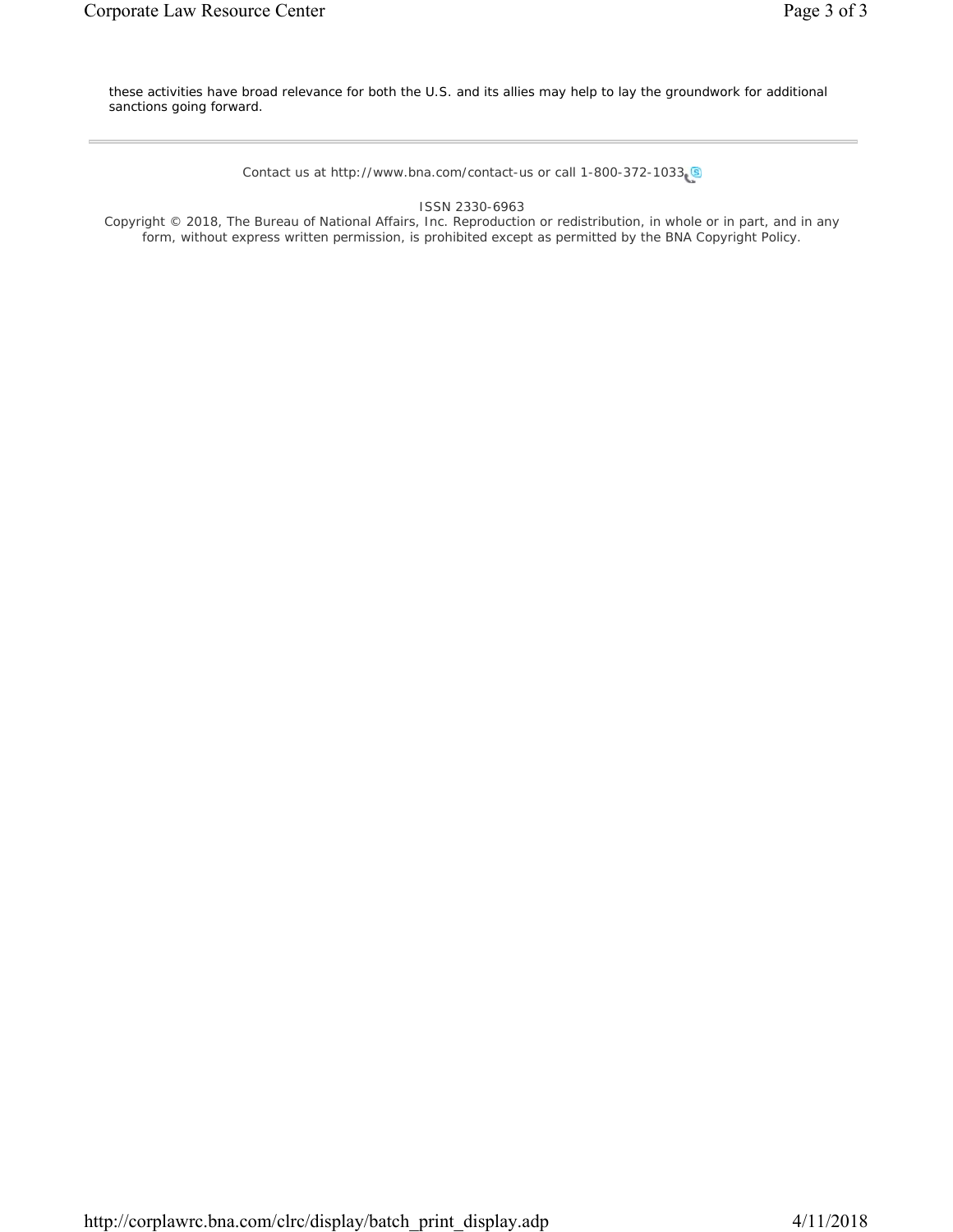these activities have broad relevance for both the U.S. and its allies may help to lay the groundwork for additional sanctions going forward.

---

Contact us at http://www.bna.com/contact-us or call 1-800-372-1033

ISSN 2330-6963

Copyright © 2018, The Bureau of National Affairs, Inc. Reproduction or redistribution, in whole or in part, and in any form, without express written permission, is prohibited except as permitted by the BNA Copyright Policy.